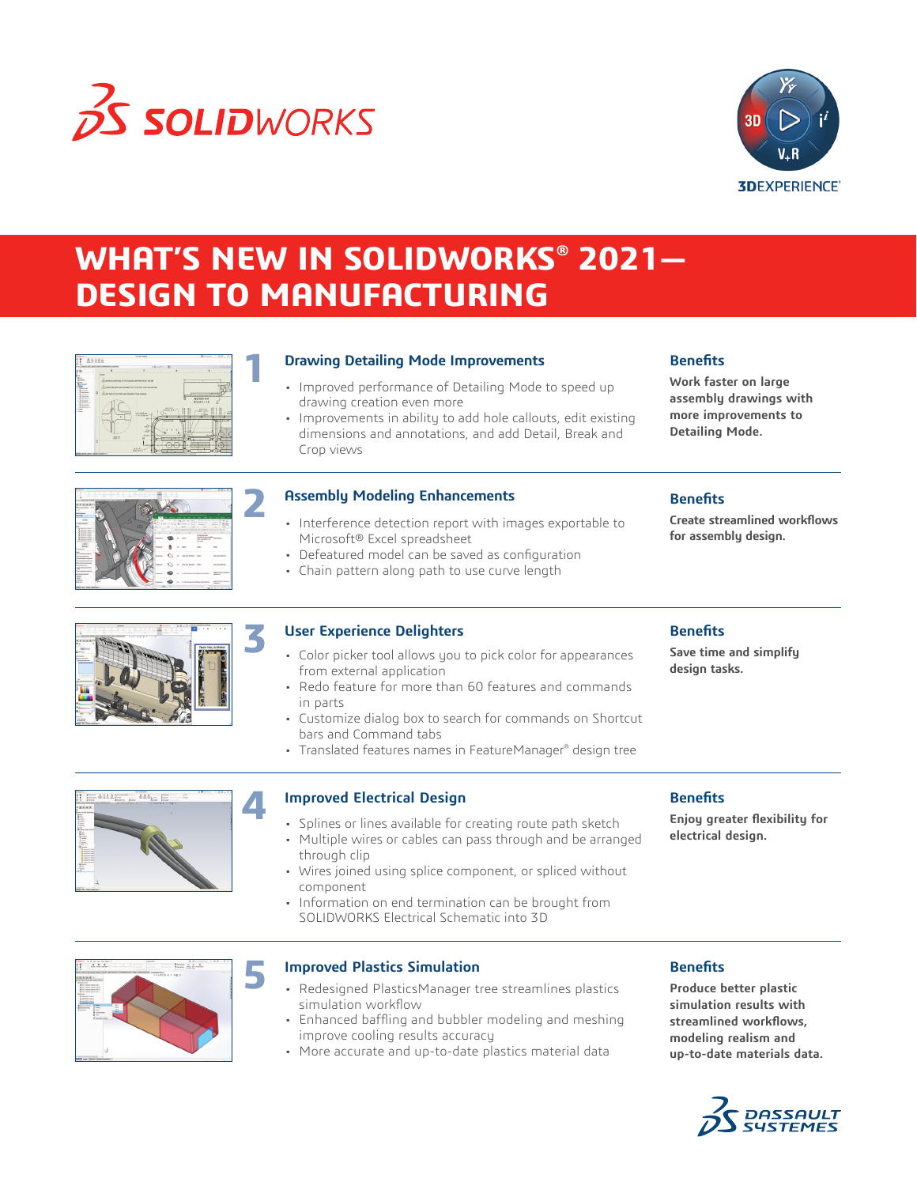# WHAT'S NEW IN SOLIDWORKS® 2021— DESIGN TO MANUFACTURING

## 1 Drawing Detailing Mode Improvements

- Improved performance of Detailing Mode to speed up drawing creation even more
- Improvements in ability to add hole callouts, edit existing dimensions and annotations, and add Detail, Break and Crop views

### Benefits

**Work faster on large assembly drawings with more improvements to Detailing Mode.**

## 2 Assembly Modeling Enhancements

- Interference detection report with images exportable to Microsoft® Excel spreadsheet
- Defeatured model can be saved as configuration
- Chain pattern along path to use curve length

### Benefits

**Create streamlined workflows for assembly design.**

## 3 User Experience Delighters

- Color picker tool allows you to pick color for appearances from external application
- Redo feature for more than 60 features and commands in parts
- Customize dialog box to search for commands on Shortcut bars and Command tabs
- Translated features names in FeatureManager® design tree

### Benefits

**Save time and simplify design tasks.**

## 4 Improved Electrical Design

- Splines or lines available for creating route path sketch
- Multiple wires or cables can pass through and be arranged through clip
- Wires joined using splice component, or spliced without component
- Information on end termination can be brought from SOLIDWORKS Electrical Schematic into 3D

### Benefits

**Enjoy greater flexibility for electrical design.**

## 5 Improved Plastics Simulation

- Redesigned PlasticsManager tree streamlines plastics simulation workflow
- Enhanced baffling and bubbler modeling and meshing improve cooling results accuracy
- More accurate and up-to-date plastics material data

### Benefits

**Produce better plastic simulation results with streamlined workflows, modeling realism and up-to-date materials data.**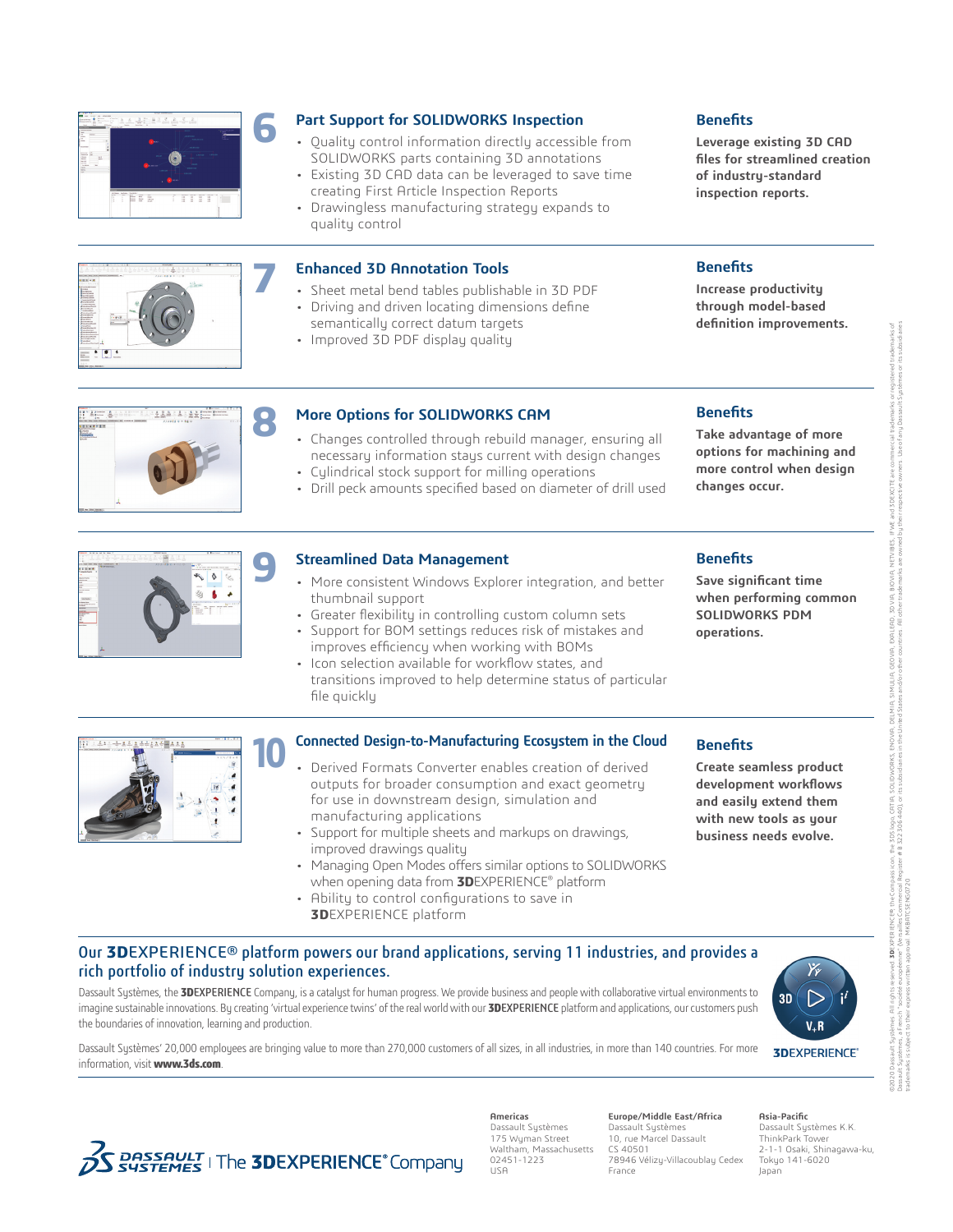## 6 Part Support for SOLIDWORKS Inspection

- Quality control information directly accessible from SOLIDWORKS parts containing 3D annotations
- Existing 3D CAD data can be leveraged to save time creating First Article Inspection Reports
- Drawingless manufacturing strategy expands to quality control

### Benefits

**Leverage existing 3D CAD files for streamlined creation of industry-standard inspection reports.**

## 7 Enhanced 3D Annotation Tools

- Sheet metal bend tables publishable in 3D PDF
- Driving and driven locating dimensions define semantically correct datum targets
- Improved 3D PDF display quality

### Benefits

**Increase productivity through model-based definition improvements.**

## 8 More Options for SOLIDWORKS CAM

- Changes controlled through rebuild manager, ensuring all necessary information stays current with design changes
- Cylindrical stock support for milling operations
- Drill peck amounts specified based on diameter of drill used

### Benefits

**Take advantage of more options for machining and more control when design changes occur.**

## 9 Streamlined Data Management

- More consistent Windows Explorer integration, and better thumbnail support
- Greater flexibility in controlling custom column sets
- Support for BOM settings reduces risk of mistakes and improves efficiency when working with BOMs
- Icon selection available for workflow states, and transitions improved to help determine status of particular file quickly

### Benefits

**Save significant time when performing common SOLIDWORKS PDM operations.**

## 10 Connected Design-to-Manufacturing Ecosystem in the Cloud

- Derived Formats Converter enables creation of derived outputs for broader consumption and exact geometry for use in downstream design, simulation and manufacturing applications
- Support for multiple sheets and markups on drawings, improved drawings quality
- Managing Open Modes offers similar options to SOLIDWORKS when opening data from **3D**EXPERIENCE® platform
- Ability to control configurations to save in **3D**EXPERIENCE platform

### Benefits

**Create seamless product development workflows and easily extend them with new tools as your business needs evolve.**

## Our **3D**EXPERIENCE® platform powers our brand applications, serving 11 industries, and provides a rich portfolio of industry solution experiences.

Dassault Systèmes, the **3D**EXPERIENCE Company, is a catalyst for human progress. We provide business and people with collaborative virtual environments to imagine sustainable innovations. By creating 'virtual experience twins' of the real world with our **3D**EXPERIENCE platform and applications, our customers push the boundaries of innovation, learning and production.

Dassault Systèmes' 20,000 employees are bringing value to more than 270,000 customers of all sizes, in all industries, in more than 140 countries. For more information, visit **www.3ds.com**.

**3D**EXPERIENCE®

DASSAULT SYSTEMES | The **3D**EXPERIENCE® Company

**Americas**
Dassault Systèmes
175 Wyman Street
Waltham, Massachusetts
02451-1223
USA

**Europe/Middle East/Africa**
Dassault Systèmes
10, rue Marcel Dassault
CS 40501
78946 Vélizy-Villacoublay Cedex
France

**Asia-Pacific**
Dassault Systèmes K.K.
ThinkPark Tower
2-1-1 Osaki, Shinagawa-ku,
Tokyo 141-6020
Japan

©2020 Dassault Systèmes. All rights reserved. **3D**EXPERIENCE®, the Compass icon, the 3DS logo, CATIA, SOLIDWORKS, ENOVIA, DELMIA, SIMULIA, GEOVIA, EXALEAD, 3D VIA, BIOVIA, NETVIBES, IFWE and 3DEXCITE are commercial trademarks or registered trademarks of Dassault Systèmes, a French "société européenne" (Versailles Commercial Register # B 322 306 440), or its subsidiaries in the United States and/or other countries. All other trademarks are owned by their respective owners. Use of any Dassault Systèmes or its subsidiaries trademarks is subject to their express written approval. MKBRTCSENG0720